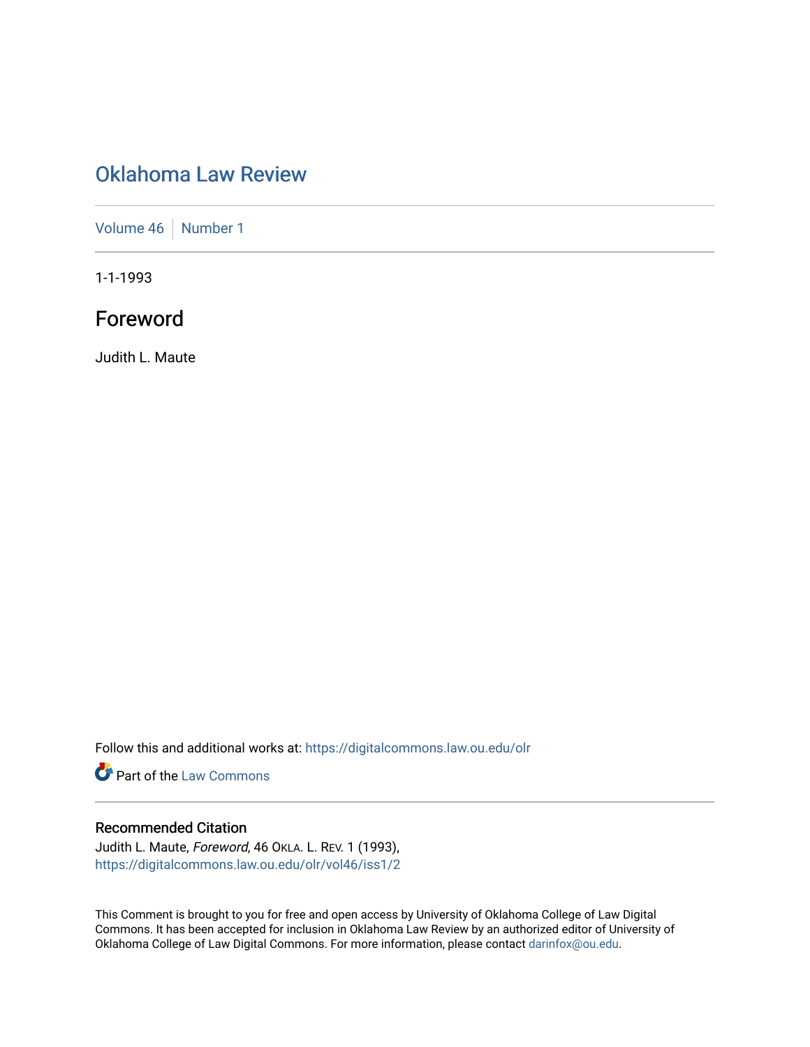# Oklahoma Law Review

Volume 46 | Number 1

1-1-1993

## Foreword

Judith L. Maute

Follow this and additional works at: https://digitalcommons.law.ou.edu/olr

Part of the Law Commons

### Recommended Citation

Judith L. Maute, *Foreword*, 46 OKLA. L. REV. 1 (1993),
https://digitalcommons.law.ou.edu/olr/vol46/iss1/2

This Comment is brought to you for free and open access by University of Oklahoma College of Law Digital Commons. It has been accepted for inclusion in Oklahoma Law Review by an authorized editor of University of Oklahoma College of Law Digital Commons. For more information, please contact darinfox@ou.edu.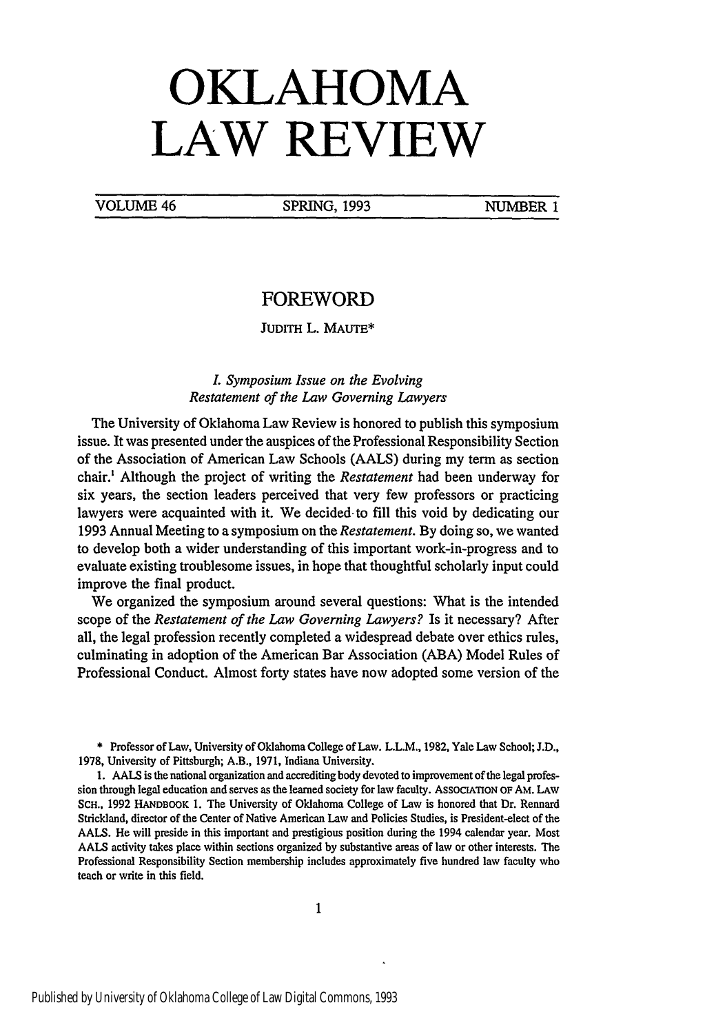# OKLAHOMA LAW REVIEW

VOLUME 46 SPRING, 1993 NUMBER 1

## FOREWORD

JUDITH L. MAUTE*

### *I. Symposium Issue on the Evolving Restatement of the Law Governing Lawyers*

The University of Oklahoma Law Review is honored to publish this symposium issue. It was presented under the auspices of the Professional Responsibility Section of the Association of American Law Schools (AALS) during my term as section chair.[1] Although the project of writing the *Restatement* had been underway for six years, the section leaders perceived that very few professors or practicing lawyers were acquainted with it. We decided to fill this void by dedicating our 1993 Annual Meeting to a symposium on the *Restatement*. By doing so, we wanted to develop both a wider understanding of this important work-in-progress and to evaluate existing troublesome issues, in hope that thoughtful scholarly input could improve the final product.

We organized the symposium around several questions: What is the intended scope of the *Restatement of the Law Governing Lawyers*? Is it necessary? After all, the legal profession recently completed a widespread debate over ethics rules, culminating in adoption of the American Bar Association (ABA) Model Rules of Professional Conduct. Almost forty states have now adopted some version of the

---

\* Professor of Law, University of Oklahoma College of Law. L.L.M., 1982, Yale Law School; J.D., 1978, University of Pittsburgh; A.B., 1971, Indiana University.

1. AALS is the national organization and accrediting body devoted to improvement of the legal profession through legal education and serves as the learned society for law faculty. ASSOCIATION OF AM. LAW SCH., 1992 HANDBOOK 1. The University of Oklahoma College of Law is honored that Dr. Rennard Strickland, director of the Center of Native American Law and Policies Studies, is President-elect of the AALS. He will preside in this important and prestigious position during the 1994 calendar year. Most AALS activity takes place within sections organized by substantive areas of law or other interests. The Professional Responsibility Section membership includes approximately five hundred law faculty who teach or write in this field.

Published by University of Oklahoma College of Law Digital Commons, 1993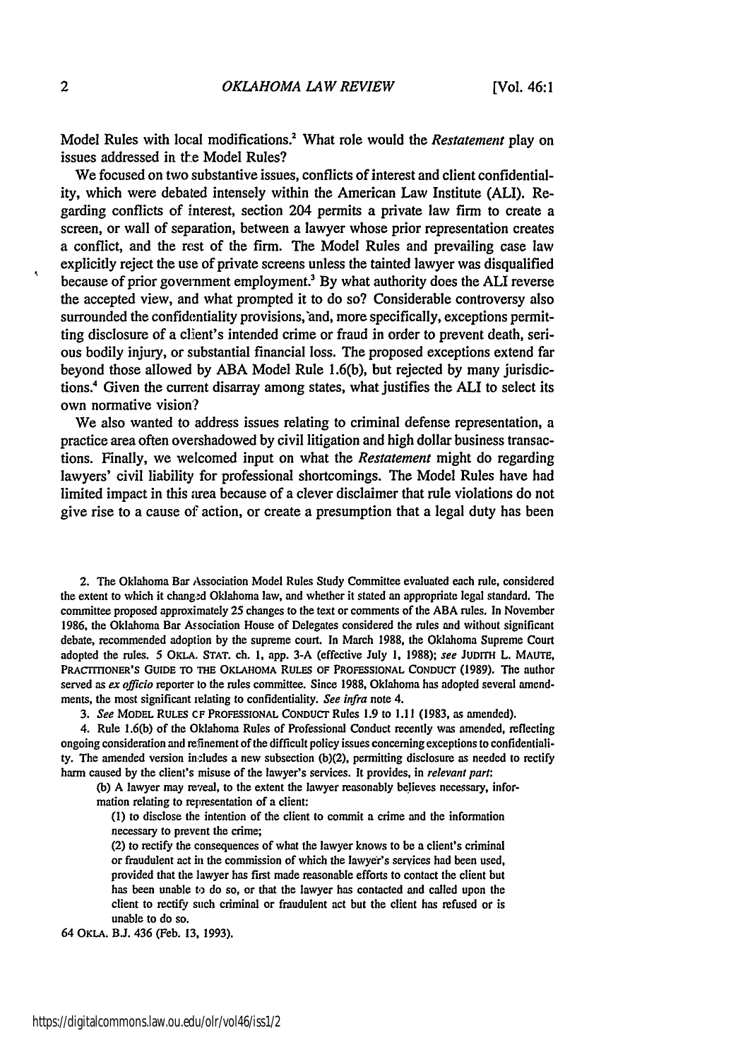Model Rules with local modifications.[2] What role would the *Restatement* play on issues addressed in the Model Rules?

We focused on two substantive issues, conflicts of interest and client confidentiality, which were debated intensely within the American Law Institute (ALI). Regarding conflicts of interest, section 204 permits a private law firm to create a screen, or wall of separation, between a lawyer whose prior representation creates a conflict, and the rest of the firm. The Model Rules and prevailing case law explicitly reject the use of private screens unless the tainted lawyer was disqualified because of prior government employment.[3] By what authority does the ALI reverse the accepted view, and what prompted it to do so? Considerable controversy also surrounded the confidentiality provisions, and, more specifically, exceptions permitting disclosure of a client's intended crime or fraud in order to prevent death, serious bodily injury, or substantial financial loss. The proposed exceptions extend far beyond those allowed by ABA Model Rule 1.6(b), but rejected by many jurisdictions.[4] Given the current disarray among states, what justifies the ALI to select its own normative vision?

We also wanted to address issues relating to criminal defense representation, a practice area often overshadowed by civil litigation and high dollar business transactions. Finally, we welcomed input on what the *Restatement* might do regarding lawyers' civil liability for professional shortcomings. The Model Rules have had limited impact in this area because of a clever disclaimer that rule violations do not give rise to a cause of action, or create a presumption that a legal duty has been

---

2. The Oklahoma Bar Association Model Rules Study Committee evaluated each rule, considered the extent to which it changed Oklahoma law, and whether it stated an appropriate legal standard. The committee proposed approximately 25 changes to the text or comments of the ABA rules. In November 1986, the Oklahoma Bar Association House of Delegates considered the rules and without significant debate, recommended adoption by the supreme court. In March 1988, the Oklahoma Supreme Court adopted the rules. 5 OKLA. STAT. ch. 1, app. 3-A (effective July 1, 1988); *see* JUDITH L. MAUTE, PRACTITIONER'S GUIDE TO THE OKLAHOMA RULES OF PROFESSIONAL CONDUCT (1989). The author served as *ex officio* reporter to the rules committee. Since 1988, Oklahoma has adopted several amendments, the most significant relating to confidentiality. *See infra* note 4.

3. *See* MODEL RULES OF PROFESSIONAL CONDUCT Rules 1.9 to 1.11 (1983, as amended).

4. Rule 1.6(b) of the Oklahoma Rules of Professional Conduct recently was amended, reflecting ongoing consideration and refinement of the difficult policy issues concerning exceptions to confidentiality. The amended version includes a new subsection (b)(2), permitting disclosure as needed to rectify harm caused by the client's misuse of the lawyer's services. It provides, in *relevant part*:

> (b) A lawyer may reveal, to the extent the lawyer reasonably believes necessary, information relating to representation of a client:
>
> (1) to disclose the intention of the client to commit a crime and the information necessary to prevent the crime;
>
> (2) to rectify the consequences of what the lawyer knows to be a client's criminal or fraudulent act in the commission of which the lawyer's services had been used, provided that the lawyer has first made reasonable efforts to contact the client but has been unable to do so, or that the lawyer has contacted and called upon the client to rectify such criminal or fraudulent act but the client has refused or is unable to do so.

64 OKLA. B.J. 436 (Feb. 13, 1993).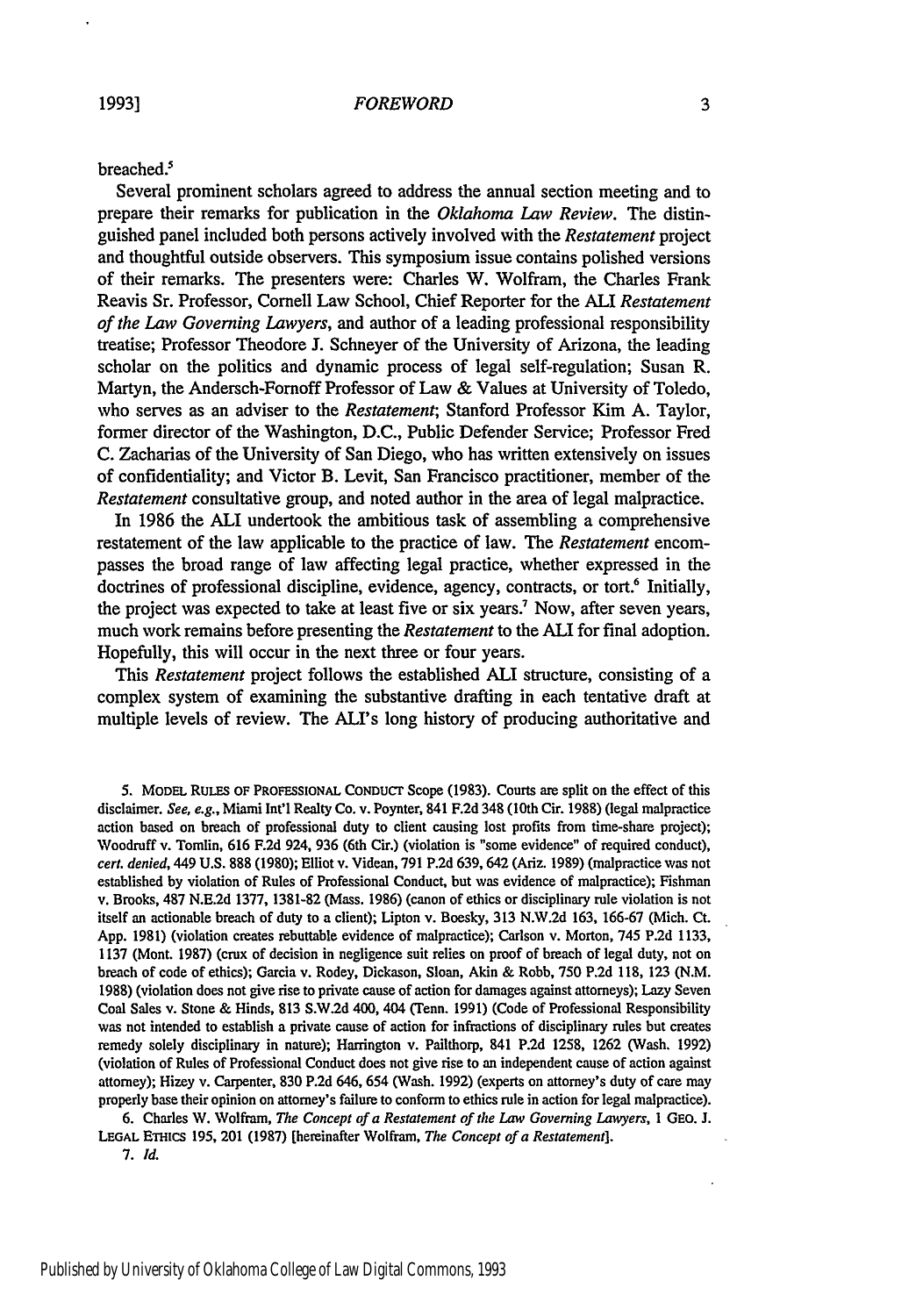breached.[5]

Several prominent scholars agreed to address the annual section meeting and to prepare their remarks for publication in the *Oklahoma Law Review*. The distinguished panel included both persons actively involved with the *Restatement* project and thoughtful outside observers. This symposium issue contains polished versions of their remarks. The presenters were: Charles W. Wolfram, the Charles Frank Reavis Sr. Professor, Cornell Law School, Chief Reporter for the ALI *Restatement of the Law Governing Lawyers*, and author of a leading professional responsibility treatise; Professor Theodore J. Schneyer of the University of Arizona, the leading scholar on the politics and dynamic process of legal self-regulation; Susan R. Martyn, the Andersch-Fornoff Professor of Law & Values at University of Toledo, who serves as an adviser to the *Restatement*; Stanford Professor Kim A. Taylor, former director of the Washington, D.C., Public Defender Service; Professor Fred C. Zacharias of the University of San Diego, who has written extensively on issues of confidentiality; and Victor B. Levit, San Francisco practitioner, member of the *Restatement* consultative group, and noted author in the area of legal malpractice.

In 1986 the ALI undertook the ambitious task of assembling a comprehensive restatement of the law applicable to the practice of law. The *Restatement* encompasses the broad range of law affecting legal practice, whether expressed in the doctrines of professional discipline, evidence, agency, contracts, or tort.[6] Initially, the project was expected to take at least five or six years.[7] Now, after seven years, much work remains before presenting the *Restatement* to the ALI for final adoption. Hopefully, this will occur in the next three or four years.

This *Restatement* project follows the established ALI structure, consisting of a complex system of examining the substantive drafting in each tentative draft at multiple levels of review. The ALI's long history of producing authoritative and

---

5. MODEL RULES OF PROFESSIONAL CONDUCT Scope (1983). Courts are split on the effect of this disclaimer. *See, e.g.*, Miami Int'l Realty Co. v. Poynter, 841 F.2d 348 (10th Cir. 1988) (legal malpractice action based on breach of professional duty to client causing lost profits from time-share project); Woodruff v. Tomlin, 616 F.2d 924, 936 (6th Cir.) (violation is "some evidence" of required conduct), *cert. denied*, 449 U.S. 888 (1980); Elliot v. Videan, 791 P.2d 639, 642 (Ariz. 1989) (malpractice was not established by violation of Rules of Professional Conduct, but was evidence of malpractice); Fishman v. Brooks, 487 N.E.2d 1377, 1381-82 (Mass. 1986) (canon of ethics or disciplinary rule violation is not itself an actionable breach of duty to a client); Lipton v. Boesky, 313 N.W.2d 163, 166-67 (Mich. Ct. App. 1981) (violation creates rebuttable evidence of malpractice); Carlson v. Morton, 745 P.2d 1133, 1137 (Mont. 1987) (crux of decision in negligence suit relies on proof of breach of legal duty, not on breach of code of ethics); Garcia v. Rodey, Dickason, Sloan, Akin & Robb, 750 P.2d 118, 123 (N.M. 1988) (violation does not give rise to private cause of action for damages against attorneys); Lazy Seven Coal Sales v. Stone & Hinds, 813 S.W.2d 400, 404 (Tenn. 1991) (Code of Professional Responsibility was not intended to establish a private cause of action for infractions of disciplinary rules but creates remedy solely disciplinary in nature); Harrington v. Pailthorp, 841 P.2d 1258, 1262 (Wash. 1992) (violation of Rules of Professional Conduct does not give rise to an independent cause of action against attorney); Hizey v. Carpenter, 830 P.2d 646, 654 (Wash. 1992) (experts on attorney's duty of care may properly base their opinion on attorney's failure to conform to ethics rule in action for legal malpractice).

6. Charles W. Wolfram, *The Concept of a Restatement of the Law Governing Lawyers*, 1 GEO. J. LEGAL ETHICS 195, 201 (1987) [hereinafter Wolfram, *The Concept of a Restatement*].

7. *Id.*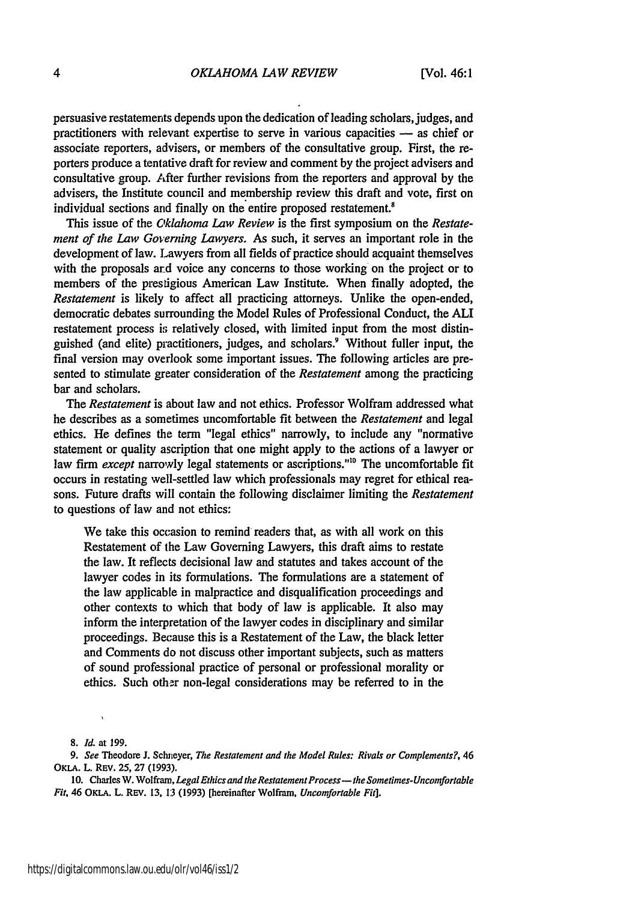persuasive restatements depends upon the dedication of leading scholars, judges, and practitioners with relevant expertise to serve in various capacities — as chief or associate reporters, advisers, or members of the consultative group. First, the reporters produce a tentative draft for review and comment by the project advisers and consultative group. After further revisions from the reporters and approval by the advisers, the Institute council and membership review this draft and vote, first on individual sections and finally on the entire proposed restatement.[8]

This issue of the *Oklahoma Law Review* is the first symposium on the *Restatement of the Law Governing Lawyers.* As such, it serves an important role in the development of law. Lawyers from all fields of practice should acquaint themselves with the proposals and voice any concerns to those working on the project or to members of the prestigious American Law Institute. When finally adopted, the *Restatement* is likely to affect all practicing attorneys. Unlike the open-ended, democratic debates surrounding the Model Rules of Professional Conduct, the ALI restatement process is relatively closed, with limited input from the most distinguished (and elite) practitioners, judges, and scholars.[9] Without fuller input, the final version may overlook some important issues. The following articles are presented to stimulate greater consideration of the *Restatement* among the practicing bar and scholars.

The *Restatement* is about law and not ethics. Professor Wolfram addressed what he describes as a sometimes uncomfortable fit between the *Restatement* and legal ethics. He defines the term "legal ethics" narrowly, to include any "normative statement or quality ascription that one might apply to the actions of a lawyer or law firm *except* narrowly legal statements or ascriptions."[10] The uncomfortable fit occurs in restating well-settled law which professionals may regret for ethical reasons. Future drafts will contain the following disclaimer limiting the *Restatement* to questions of law and not ethics:

> We take this occasion to remind readers that, as with all work on this Restatement of the Law Governing Lawyers, this draft aims to restate the law. It reflects decisional law and statutes and takes account of the lawyer codes in its formulations. The formulations are a statement of the law applicable in malpractice and disqualification proceedings and other contexts to which that body of law is applicable. It also may inform the interpretation of the lawyer codes in disciplinary and similar proceedings. Because this is a Restatement of the Law, the black letter and Comments do not discuss other important subjects, such as matters of sound professional practice of personal or professional morality or ethics. Such other non-legal considerations may be referred to in the

8. *Id.* at 199.

9. *See* Theodore J. Schneyer, *The Restatement and the Model Rules: Rivals or Complements?*, 46 OKLA. L. REV. 25, 27 (1993).

10. Charles W. Wolfram, *Legal Ethics and the Restatement Process — the Sometimes-Uncomfortable Fit*, 46 OKLA. L. REV. 13, 13 (1993) [hereinafter Wolfram, *Uncomfortable Fit*].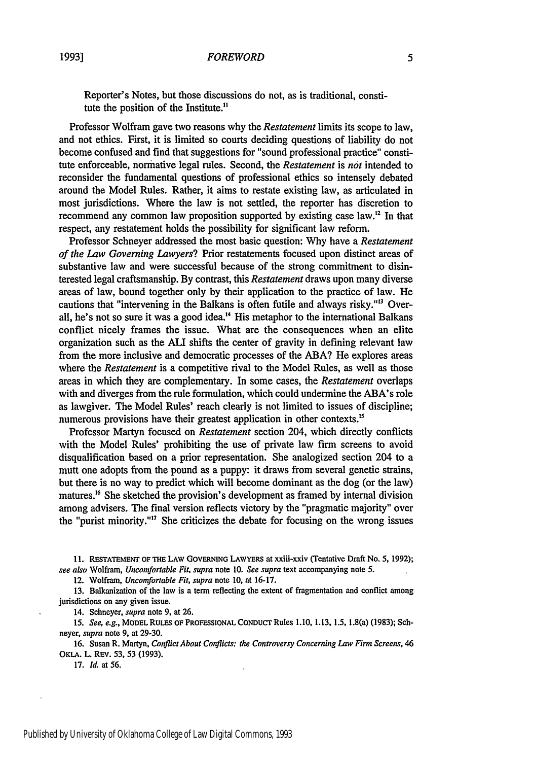Reporter's Notes, but those discussions do not, as is traditional, constitute the position of the Institute.[11]

Professor Wolfram gave two reasons why the *Restatement* limits its scope to law, and not ethics. First, it is limited so courts deciding questions of liability do not become confused and find that suggestions for "sound professional practice" constitute enforceable, normative legal rules. Second, the *Restatement* is *not* intended to reconsider the fundamental questions of professional ethics so intensely debated around the Model Rules. Rather, it aims to restate existing law, as articulated in most jurisdictions. Where the law is not settled, the reporter has discretion to recommend any common law proposition supported by existing case law.[12] In that respect, any restatement holds the possibility for significant law reform.

Professor Schneyer addressed the most basic question: Why have a *Restatement of the Law Governing Lawyers*? Prior restatements focused upon distinct areas of substantive law and were successful because of the strong commitment to disinterested legal craftsmanship. By contrast, this *Restatement* draws upon many diverse areas of law, bound together only by their application to the practice of law. He cautions that "intervening in the Balkans is often futile and always risky."[13] Overall, he's not so sure it was a good idea.[14] His metaphor to the international Balkans conflict nicely frames the issue. What are the consequences when an elite organization such as the ALI shifts the center of gravity in defining relevant law from the more inclusive and democratic processes of the ABA? He explores areas where the *Restatement* is a competitive rival to the Model Rules, as well as those areas in which they are complementary. In some cases, the *Restatement* overlaps with and diverges from the rule formulation, which could undermine the ABA's role as lawgiver. The Model Rules' reach clearly is not limited to issues of discipline; numerous provisions have their greatest application in other contexts.[15]

Professor Martyn focused on *Restatement* section 204, which directly conflicts with the Model Rules' prohibiting the use of private law firm screens to avoid disqualification based on a prior representation. She analogized section 204 to a mutt one adopts from the pound as a puppy: it draws from several genetic strains, but there is no way to predict which will become dominant as the dog (or the law) matures.[16] She sketched the provision's development as framed by internal division among advisers. The final version reflects victory by the "pragmatic majority" over the "purist minority."[17] She criticizes the debate for focusing on the wrong issues

11. RESTATEMENT OF THE LAW GOVERNING LAWYERS at xxiii-xxiv (Tentative Draft No. 5, 1992); *see also* Wolfram, *Uncomfortable Fit, supra* note 10. *See supra* text accompanying note 5.

12. Wolfram, *Uncomfortable Fit, supra* note 10, at 16-17.

13. Balkanization of the law is a term reflecting the extent of fragmentation and conflict among jurisdictions on any given issue.

14. Schneyer, *supra* note 9, at 26.

15. *See, e.g.*, MODEL RULES OF PROFESSIONAL CONDUCT Rules 1.10, 1.13, 1.5, 1.8(a) (1983); Schneyer, *supra* note 9, at 29-30.

16. Susan R. Martyn, *Conflict About Conflicts: the Controversy Concerning Law Firm Screens*, 46 OKLA. L. REV. 53, 53 (1993).

17. *Id.* at 56.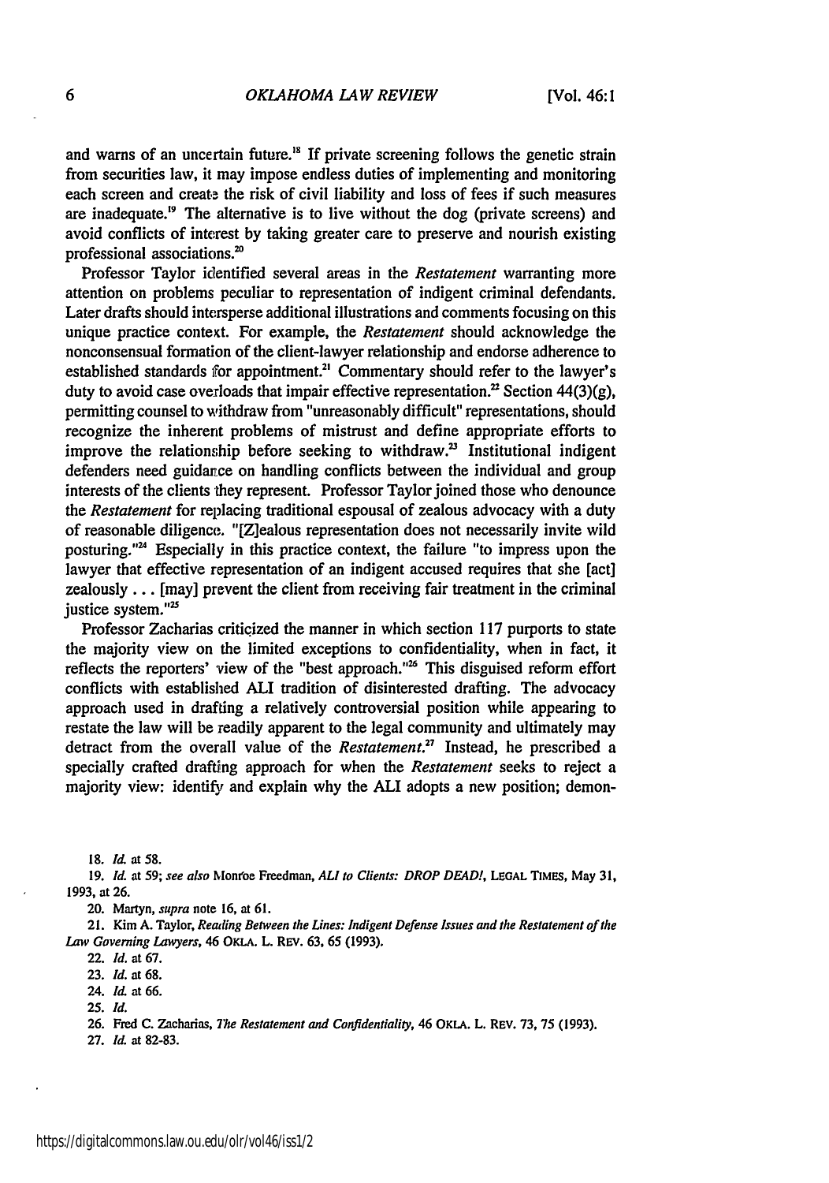and warns of an uncertain future.[18] If private screening follows the genetic strain from securities law, it may impose endless duties of implementing and monitoring each screen and create the risk of civil liability and loss of fees if such measures are inadequate.[19] The alternative is to live without the dog (private screens) and avoid conflicts of interest by taking greater care to preserve and nourish existing professional associations.[20]

Professor Taylor identified several areas in the *Restatement* warranting more attention on problems peculiar to representation of indigent criminal defendants. Later drafts should intersperse additional illustrations and comments focusing on this unique practice context. For example, the *Restatement* should acknowledge the nonconsensual formation of the client-lawyer relationship and endorse adherence to established standards for appointment.[21] Commentary should refer to the lawyer's duty to avoid case overloads that impair effective representation.[22] Section 44(3)(g), permitting counsel to withdraw from "unreasonably difficult" representations, should recognize the inherent problems of mistrust and define appropriate efforts to improve the relationship before seeking to withdraw.[23] Institutional indigent defenders need guidance on handling conflicts between the individual and group interests of the clients they represent. Professor Taylor joined those who denounce the *Restatement* for replacing traditional espousal of zealous advocacy with a duty of reasonable diligence. "[Z]ealous representation does not necessarily invite wild posturing."[24] Especially in this practice context, the failure "to impress upon the lawyer that effective representation of an indigent accused requires that she [act] zealously . . . [may] prevent the client from receiving fair treatment in the criminal justice system."[25]

Professor Zacharias criticized the manner in which section 117 purports to state the majority view on the limited exceptions to confidentiality, when in fact, it reflects the reporters' view of the "best approach."[26] This disguised reform effort conflicts with established ALI tradition of disinterested drafting. The advocacy approach used in drafting a relatively controversial position while appearing to restate the law will be readily apparent to the legal community and ultimately may detract from the overall value of the *Restatement*.[27] Instead, he prescribed a specially crafted drafting approach for when the *Restatement* seeks to reject a majority view: identify and explain why the ALI adopts a new position; demon-

---

18. *Id.* at 58.

19. *Id.* at 59; *see also* Monroe Freedman, *ALI to Clients: DROP DEAD!*, LEGAL TIMES, May 31, 1993, at 26.

20. Martyn, *supra* note 16, at 61.

21. Kim A. Taylor, *Reading Between the Lines: Indigent Defense Issues and the Restatement of the Law Governing Lawyers*, 46 OKLA. L. REV. 63, 65 (1993).

22. *Id.* at 67.

23. *Id.* at 68.

24. *Id.* at 66.

25. *Id.*

26. Fred C. Zacharias, *The Restatement and Confidentiality*, 46 OKLA. L. REV. 73, 75 (1993).

27. *Id.* at 82-83.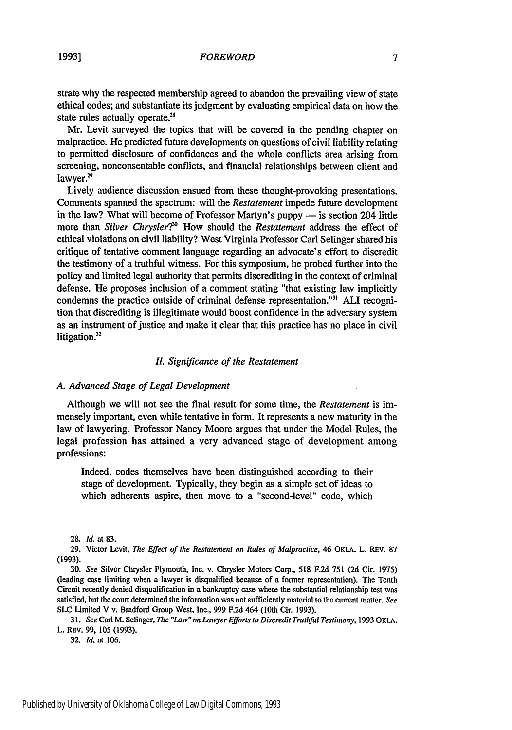strate why the respected membership agreed to abandon the prevailing view of state ethical codes; and substantiate its judgment by evaluating empirical data on how the state rules actually operate.[28]

Mr. Levit surveyed the topics that will be covered in the pending chapter on malpractice. He predicted future developments on questions of civil liability relating to permitted disclosure of confidences and the whole conflicts area arising from screening, nonconsentable conflicts, and financial relationships between client and lawyer.[29]

Lively audience discussion ensued from these thought-provoking presentations. Comments spanned the spectrum: will the *Restatement* impede future development in the law? What will become of Professor Martyn's puppy — is section 204 little more than *Silver Chrysler*?[30] How should the *Restatement* address the effect of ethical violations on civil liability? West Virginia Professor Carl Selinger shared his critique of tentative comment language regarding an advocate's effort to discredit the testimony of a truthful witness. For this symposium, he probed further into the policy and limited legal authority that permits discrediting in the context of criminal defense. He proposes inclusion of a comment stating "that existing law implicitly condemns the practice outside of criminal defense representation."[31] ALI recognition that discrediting is illegitimate would boost confidence in the adversary system as an instrument of justice and make it clear that this practice has no place in civil litigation.[32]

### *II. Significance of the Restatement*

#### *A. Advanced Stage of Legal Development*

Although we will not see the final result for some time, the *Restatement* is immensely important, even while tentative in form. It represents a new maturity in the law of lawyering. Professor Nancy Moore argues that under the Model Rules, the legal profession has attained a very advanced stage of development among professions:

> Indeed, codes themselves have been distinguished according to their stage of development. Typically, they begin as a simple set of ideas to which adherents aspire, then move to a "second-level" code, which

---

28. *Id.* at 83.

29. Victor Levit, *The Effect of the Restatement on Rules of Malpractice*, 46 OKLA. L. REV. 87 (1993).

30. *See* Silver Chrysler Plymouth, Inc. v. Chrysler Motors Corp., 518 F.2d 751 (2d Cir. 1975) (leading case limiting when a lawyer is disqualified because of a former representation). The Tenth Circuit recently denied disqualification in a bankruptcy case where the substantial relationship test was satisfied, but the court determined the information was not sufficiently material to the current matter. *See* SLC Limited V v. Bradford Group West, Inc., 999 F.2d 464 (10th Cir. 1993).

31. *See* Carl M. Selinger, *The "Law" on Lawyer Efforts to Discredit Truthful Testimony*, 1993 OKLA. L. REV. 99, 105 (1993).

32. *Id.* at 106.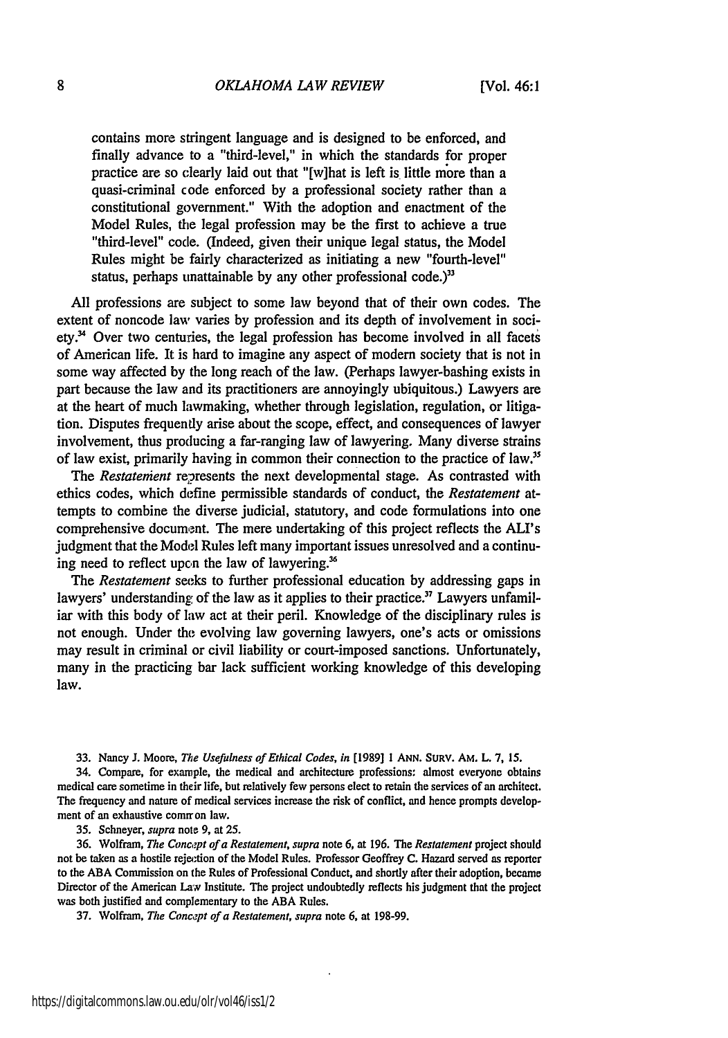contains more stringent language and is designed to be enforced, and finally advance to a "third-level," in which the standards for proper practice are so clearly laid out that "[w]hat is left is little more than a quasi-criminal code enforced by a professional society rather than a constitutional government." With the adoption and enactment of the Model Rules, the legal profession may be the first to achieve a true "third-level" code. (Indeed, given their unique legal status, the Model Rules might be fairly characterized as initiating a new "fourth-level" status, perhaps unattainable by any other professional code.)[33]

All professions are subject to some law beyond that of their own codes. The extent of noncode law varies by profession and its depth of involvement in society.[34] Over two centuries, the legal profession has become involved in all facets of American life. It is hard to imagine any aspect of modern society that is not in some way affected by the long reach of the law. (Perhaps lawyer-bashing exists in part because the law and its practitioners are annoyingly ubiquitous.) Lawyers are at the heart of much lawmaking, whether through legislation, regulation, or litigation. Disputes frequently arise about the scope, effect, and consequences of lawyer involvement, thus producing a far-ranging law of lawyering. Many diverse strains of law exist, primarily having in common their connection to the practice of law.[35]

The *Restatement* represents the next developmental stage. As contrasted with ethics codes, which define permissible standards of conduct, the *Restatement* attempts to combine the diverse judicial, statutory, and code formulations into one comprehensive document. The mere undertaking of this project reflects the ALI's judgment that the Model Rules left many important issues unresolved and a continuing need to reflect upon the law of lawyering.[36]

The *Restatement* seeks to further professional education by addressing gaps in lawyers' understanding of the law as it applies to their practice.[37] Lawyers unfamiliar with this body of law act at their peril. Knowledge of the disciplinary rules is not enough. Under the evolving law governing lawyers, one's acts or omissions may result in criminal or civil liability or court-imposed sanctions. Unfortunately, many in the practicing bar lack sufficient working knowledge of this developing law.

33. Nancy J. Moore, *The Usefulness of Ethical Codes*, *in* [1989] 1 ANN. SURV. AM. L. 7, 15.

34. Compare, for example, the medical and architecture professions: almost everyone obtains medical care sometime in their life, but relatively few persons elect to retain the services of an architect. The frequency and nature of medical services increase the risk of conflict, and hence prompts development of an exhaustive common law.

35. Schneyer, *supra* note 9, at 25.

36. Wolfram, *The Concept of a Restatement*, *supra* note 6, at 196. The *Restatement* project should not be taken as a hostile rejection of the Model Rules. Professor Geoffrey C. Hazard served as reporter to the ABA Commission on the Rules of Professional Conduct, and shortly after their adoption, became Director of the American Law Institute. The project undoubtedly reflects his judgment that the project was both justified and complementary to the ABA Rules.

37. Wolfram, *The Concept of a Restatement*, *supra* note 6, at 198-99.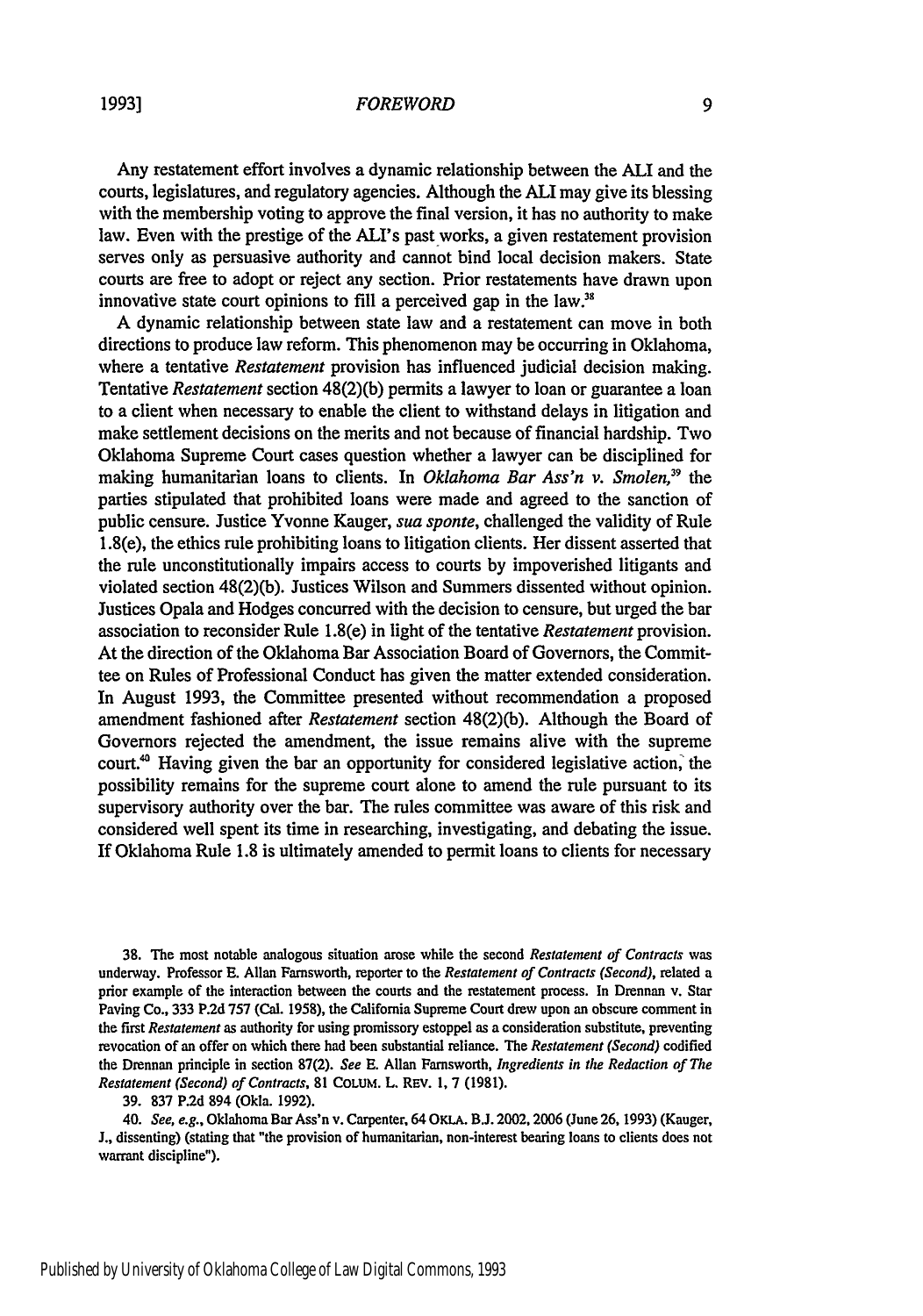Any restatement effort involves a dynamic relationship between the ALI and the courts, legislatures, and regulatory agencies. Although the ALI may give its blessing with the membership voting to approve the final version, it has no authority to make law. Even with the prestige of the ALI's past works, a given restatement provision serves only as persuasive authority and cannot bind local decision makers. State courts are free to adopt or reject any section. Prior restatements have drawn upon innovative state court opinions to fill a perceived gap in the law.[38]

A dynamic relationship between state law and a restatement can move in both directions to produce law reform. This phenomenon may be occurring in Oklahoma, where a tentative *Restatement* provision has influenced judicial decision making. Tentative *Restatement* section 48(2)(b) permits a lawyer to loan or guarantee a loan to a client when necessary to enable the client to withstand delays in litigation and make settlement decisions on the merits and not because of financial hardship. Two Oklahoma Supreme Court cases question whether a lawyer can be disciplined for making humanitarian loans to clients. In *Oklahoma Bar Ass'n v. Smolen*,[39] the parties stipulated that prohibited loans were made and agreed to the sanction of public censure. Justice Yvonne Kauger, *sua sponte*, challenged the validity of Rule 1.8(e), the ethics rule prohibiting loans to litigation clients. Her dissent asserted that the rule unconstitutionally impairs access to courts by impoverished litigants and violated section 48(2)(b). Justices Wilson and Summers dissented without opinion. Justices Opala and Hodges concurred with the decision to censure, but urged the bar association to reconsider Rule 1.8(e) in light of the tentative *Restatement* provision. At the direction of the Oklahoma Bar Association Board of Governors, the Committee on Rules of Professional Conduct has given the matter extended consideration. In August 1993, the Committee presented without recommendation a proposed amendment fashioned after *Restatement* section 48(2)(b). Although the Board of Governors rejected the amendment, the issue remains alive with the supreme court.[40] Having given the bar an opportunity for considered legislative action, the possibility remains for the supreme court alone to amend the rule pursuant to its supervisory authority over the bar. The rules committee was aware of this risk and considered well spent its time in researching, investigating, and debating the issue. If Oklahoma Rule 1.8 is ultimately amended to permit loans to clients for necessary

---

38. The most notable analogous situation arose while the second *Restatement of Contracts* was underway. Professor E. Allan Farnsworth, reporter to the *Restatement of Contracts (Second)*, related a prior example of the interaction between the courts and the restatement process. In Drennan v. Star Paving Co., 333 P.2d 757 (Cal. 1958), the California Supreme Court drew upon an obscure comment in the first *Restatement* as authority for using promissory estoppel as a consideration substitute, preventing revocation of an offer on which there had been substantial reliance. The *Restatement (Second)* codified the Drennan principle in section 87(2). *See* E. Allan Farnsworth, *Ingredients in the Redaction of The Restatement (Second) of Contracts*, 81 COLUM. L. REV. 1, 7 (1981).

39. 837 P.2d 894 (Okla. 1992).

40. *See, e.g.*, Oklahoma Bar Ass'n v. Carpenter, 64 OKLA. B.J. 2002, 2006 (June 26, 1993) (Kauger, J., dissenting) (stating that "the provision of humanitarian, non-interest bearing loans to clients does not warrant discipline").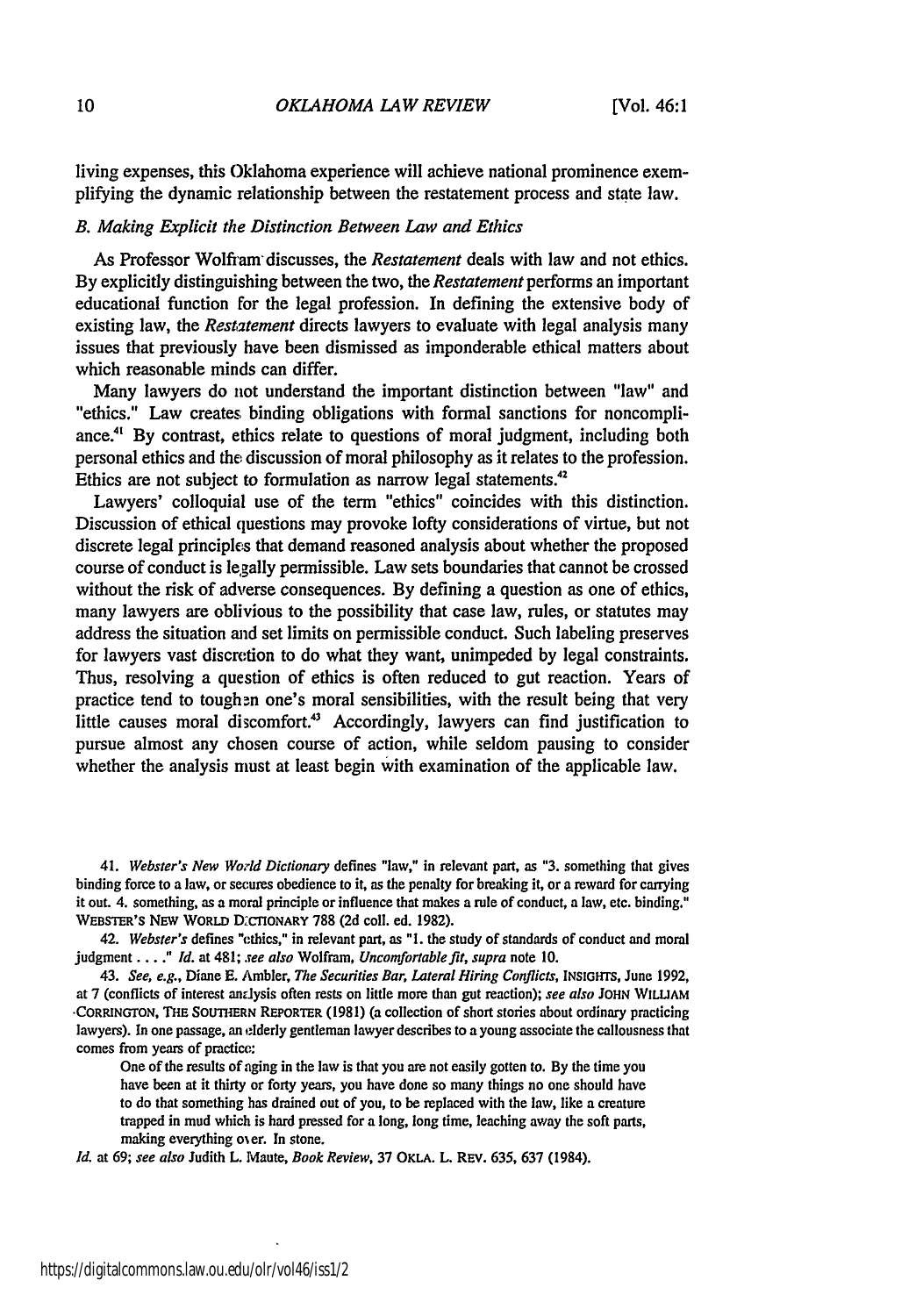living expenses, this Oklahoma experience will achieve national prominence exemplifying the dynamic relationship between the restatement process and state law.

### B. Making Explicit the Distinction Between Law and Ethics

As Professor Wolfram discusses, the *Restatement* deals with law and not ethics. By explicitly distinguishing between the two, the *Restatement* performs an important educational function for the legal profession. In defining the extensive body of existing law, the *Restatement* directs lawyers to evaluate with legal analysis many issues that previously have been dismissed as imponderable ethical matters about which reasonable minds can differ.

Many lawyers do not understand the important distinction between "law" and "ethics." Law creates binding obligations with formal sanctions for noncompliance.[41] By contrast, ethics relate to questions of moral judgment, including both personal ethics and the discussion of moral philosophy as it relates to the profession. Ethics are not subject to formulation as narrow legal statements.[42]

Lawyers' colloquial use of the term "ethics" coincides with this distinction. Discussion of ethical questions may provoke lofty considerations of virtue, but not discrete legal principles that demand reasoned analysis about whether the proposed course of conduct is legally permissible. Law sets boundaries that cannot be crossed without the risk of adverse consequences. By defining a question as one of ethics, many lawyers are oblivious to the possibility that case law, rules, or statutes may address the situation and set limits on permissible conduct. Such labeling preserves for lawyers vast discretion to do what they want, unimpeded by legal constraints. Thus, resolving a question of ethics is often reduced to gut reaction. Years of practice tend to toughen one's moral sensibilities, with the result being that very little causes moral discomfort.[43] Accordingly, lawyers can find justification to pursue almost any chosen course of action, while seldom pausing to consider whether the analysis must at least begin with examination of the applicable law.

---

41. *Webster's New World Dictionary* defines "law," in relevant part, as "3. something that gives binding force to a law, or secures obedience to it, as the penalty for breaking it, or a reward for carrying it out. 4. something, as a moral principle or influence that makes a rule of conduct, a law, etc. binding." WEBSTER'S NEW WORLD DICTIONARY 788 (2d coll. ed. 1982).

42. *Webster's* defines "ethics," in relevant part, as "1. the study of standards of conduct and moral judgment . . . ." *Id.* at 481; *see also* Wolfram, *Uncomfortable fit*, *supra* note 10.

43. *See, e.g.*, Diane E. Ambler, *The Securities Bar, Lateral Hiring Conflicts*, INSIGHTS, June 1992, at 7 (conflicts of interest analysis often rests on little more than gut reaction); *see also* JOHN WILLIAM CORRINGTON, THE SOUTHERN REPORTER (1981) (a collection of short stories about ordinary practicing lawyers). In one passage, an elderly gentleman lawyer describes to a young associate the callousness that comes from years of practice:

> One of the results of aging in the law is that you are not easily gotten to. By the time you have been at it thirty or forty years, you have done so many things no one should have to do that something has drained out of you, to be replaced with the law, like a creature trapped in mud which is hard pressed for a long, long time, leaching away the soft parts, making everything over. In stone.

*Id.* at 69; *see also* Judith L. Maute, *Book Review*, 37 OKLA. L. REV. 635, 637 (1984).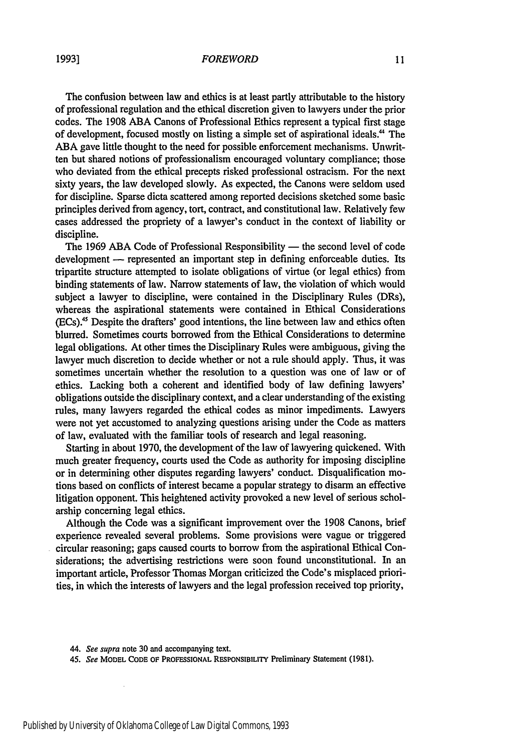The confusion between law and ethics is at least partly attributable to the history of professional regulation and the ethical discretion given to lawyers under the prior codes. The 1908 ABA Canons of Professional Ethics represent a typical first stage of development, focused mostly on listing a simple set of aspirational ideals.[44] The ABA gave little thought to the need for possible enforcement mechanisms. Unwritten but shared notions of professionalism encouraged voluntary compliance; those who deviated from the ethical precepts risked professional ostracism. For the next sixty years, the law developed slowly. As expected, the Canons were seldom used for discipline. Sparse dicta scattered among reported decisions sketched some basic principles derived from agency, tort, contract, and constitutional law. Relatively few cases addressed the propriety of a lawyer's conduct in the context of liability or discipline.

The 1969 ABA Code of Professional Responsibility — the second level of code development — represented an important step in defining enforceable duties. Its tripartite structure attempted to isolate obligations of virtue (or legal ethics) from binding statements of law. Narrow statements of law, the violation of which would subject a lawyer to discipline, were contained in the Disciplinary Rules (DRs), whereas the aspirational statements were contained in Ethical Considerations (ECs).[45] Despite the drafters' good intentions, the line between law and ethics often blurred. Sometimes courts borrowed from the Ethical Considerations to determine legal obligations. At other times the Disciplinary Rules were ambiguous, giving the lawyer much discretion to decide whether or not a rule should apply. Thus, it was sometimes uncertain whether the resolution to a question was one of law or of ethics. Lacking both a coherent and identified body of law defining lawyers' obligations outside the disciplinary context, and a clear understanding of the existing rules, many lawyers regarded the ethical codes as minor impediments. Lawyers were not yet accustomed to analyzing questions arising under the Code as matters of law, evaluated with the familiar tools of research and legal reasoning.

Starting in about 1970, the development of the law of lawyering quickened. With much greater frequency, courts used the Code as authority for imposing discipline or in determining other disputes regarding lawyers' conduct. Disqualification motions based on conflicts of interest became a popular strategy to disarm an effective litigation opponent. This heightened activity provoked a new level of serious scholarship concerning legal ethics.

Although the Code was a significant improvement over the 1908 Canons, brief experience revealed several problems. Some provisions were vague or triggered circular reasoning; gaps caused courts to borrow from the aspirational Ethical Considerations; the advertising restrictions were soon found unconstitutional. In an important article, Professor Thomas Morgan criticized the Code's misplaced priorities, in which the interests of lawyers and the legal profession received top priority,

---

44. *See supra* note 30 and accompanying text.

45. *See* MODEL CODE OF PROFESSIONAL RESPONSIBILITY Preliminary Statement (1981).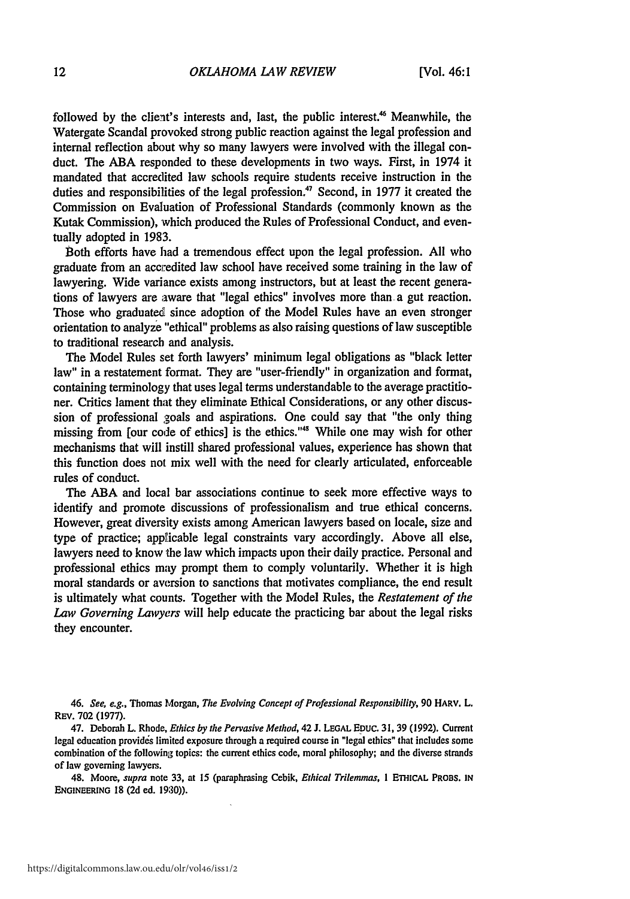followed by the client's interests and, last, the public interest.[46] Meanwhile, the Watergate Scandal provoked strong public reaction against the legal profession and internal reflection about why so many lawyers were involved with the illegal conduct. The ABA responded to these developments in two ways. First, in 1974 it mandated that accredited law schools require students receive instruction in the duties and responsibilities of the legal profession.[47] Second, in 1977 it created the Commission on Evaluation of Professional Standards (commonly known as the Kutak Commission), which produced the Rules of Professional Conduct, and eventually adopted in 1983.

Both efforts have had a tremendous effect upon the legal profession. All who graduate from an accredited law school have received some training in the law of lawyering. Wide variance exists among instructors, but at least the recent generations of lawyers are aware that "legal ethics" involves more than a gut reaction. Those who graduated since adoption of the Model Rules have an even stronger orientation to analyze "ethical" problems as also raising questions of law susceptible to traditional research and analysis.

The Model Rules set forth lawyers' minimum legal obligations as "black letter law" in a restatement format. They are "user-friendly" in organization and format, containing terminology that uses legal terms understandable to the average practitioner. Critics lament that they eliminate Ethical Considerations, or any other discussion of professional goals and aspirations. One could say that "the only thing missing from [our code of ethics] is the ethics."[48] While one may wish for other mechanisms that will instill shared professional values, experience has shown that this function does not mix well with the need for clearly articulated, enforceable rules of conduct.

The ABA and local bar associations continue to seek more effective ways to identify and promote discussions of professionalism and true ethical concerns. However, great diversity exists among American lawyers based on locale, size and type of practice; applicable legal constraints vary accordingly. Above all else, lawyers need to know the law which impacts upon their daily practice. Personal and professional ethics may prompt them to comply voluntarily. Whether it is high moral standards or aversion to sanctions that motivates compliance, the end result is ultimately what counts. Together with the Model Rules, the *Restatement of the Law Governing Lawyers* will help educate the practicing bar about the legal risks they encounter.

46. *See, e.g.*, Thomas Morgan, *The Evolving Concept of Professional Responsibility*, 90 HARV. L. REV. 702 (1977).

47. Deborah L. Rhode, *Ethics by the Pervasive Method*, 42 J. LEGAL EDUC. 31, 39 (1992). Current legal education provides limited exposure through a required course in "legal ethics" that includes some combination of the following topics: the current ethics code, moral philosophy; and the diverse strands of law governing lawyers.

48. Moore, *supra* note 33, at 15 (paraphrasing Cebik, *Ethical Trilemmas*, 1 ETHICAL PROBS. IN ENGINEERING 18 (2d ed. 1980)).